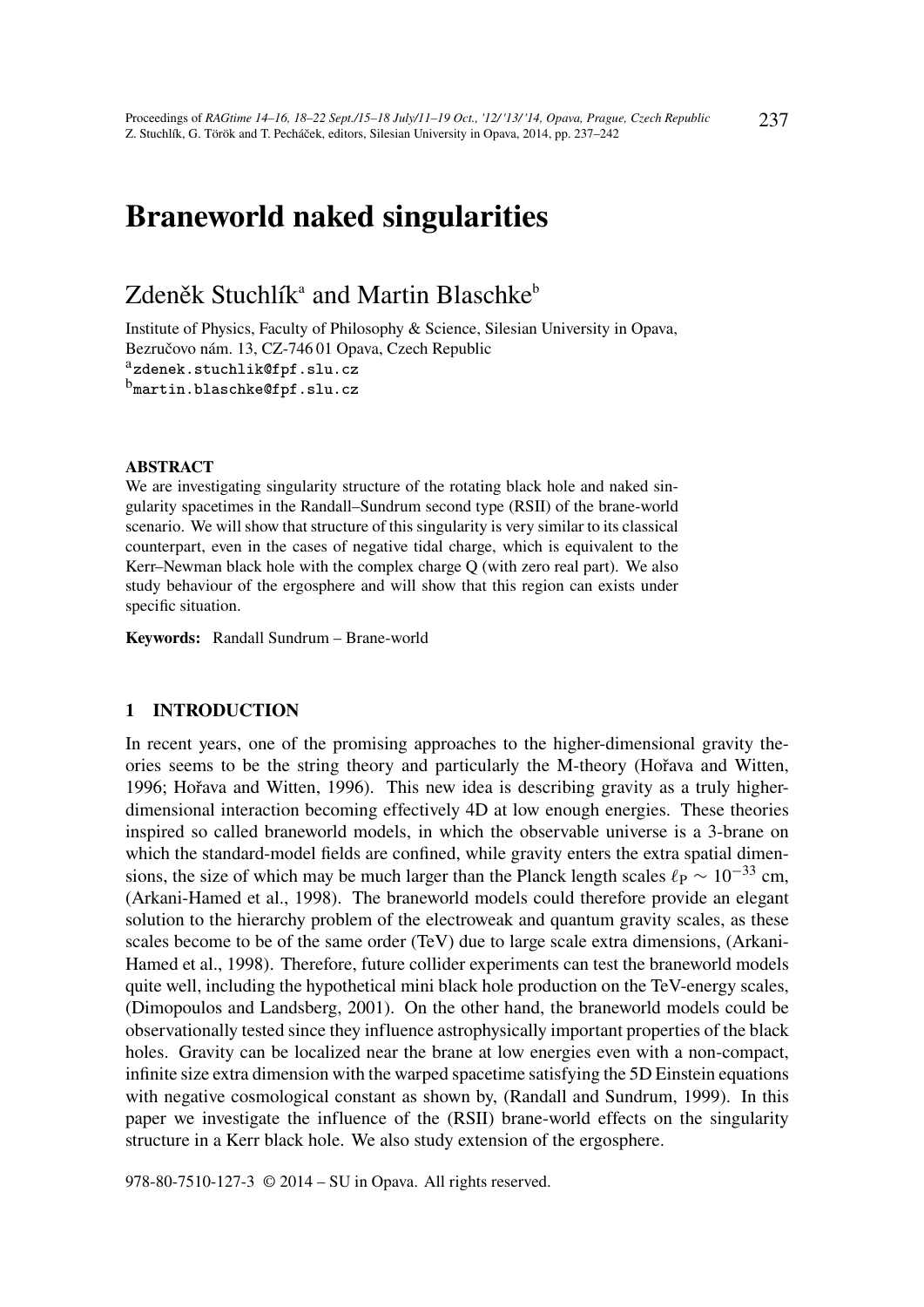# Braneworld naked singularities

Zdeněk Stuchlík[a] and Martin Blaschke[b]

Institute of Physics, Faculty of Philosophy & Science, Silesian University in Opava, Bezručovo nám. 13, CZ-746 01 Opava, Czech Republic
[a]zdenek.stuchlik@fpf.slu.cz
[b]martin.blaschke@fpf.slu.cz

**ABSTRACT**

We are investigating singularity structure of the rotating black hole and naked singularity spacetimes in the Randall–Sundrum second type (RSII) of the brane-world scenario. We will show that structure of this singularity is very similar to its classical counterpart, even in the cases of negative tidal charge, which is equivalent to the Kerr–Newman black hole with the complex charge Q (with zero real part). We also study behaviour of the ergosphere and will show that this region can exists under specific situation.

**Keywords:** Randall Sundrum – Brane-world

## 1 INTRODUCTION

In recent years, one of the promising approaches to the higher-dimensional gravity theories seems to be the string theory and particularly the M-theory (Hořava and Witten, 1996; Hořava and Witten, 1996). This new idea is describing gravity as a truly higher-dimensional interaction becoming effectively 4D at low enough energies. These theories inspired so called braneworld models, in which the observable universe is a 3-brane on which the standard-model fields are confined, while gravity enters the extra spatial dimensions, the size of which may be much larger than the Planck length scales $\ell_P \sim 10^{-33}$ cm, (Arkani-Hamed et al., 1998). The braneworld models could therefore provide an elegant solution to the hierarchy problem of the electroweak and quantum gravity scales, as these scales become to be of the same order (TeV) due to large scale extra dimensions, (Arkani-Hamed et al., 1998). Therefore, future collider experiments can test the braneworld models quite well, including the hypothetical mini black hole production on the TeV-energy scales, (Dimopoulos and Landsberg, 2001). On the other hand, the braneworld models could be observationally tested since they influence astrophysically important properties of the black holes. Gravity can be localized near the brane at low energies even with a non-compact, infinite size extra dimension with the warped spacetime satisfying the 5D Einstein equations with negative cosmological constant as shown by, (Randall and Sundrum, 1999). In this paper we investigate the influence of the (RSII) brane-world effects on the singularity structure in a Kerr black hole. We also study extension of the ergosphere.

978-80-7510-127-3 © 2014 – SU in Opava. All rights reserved.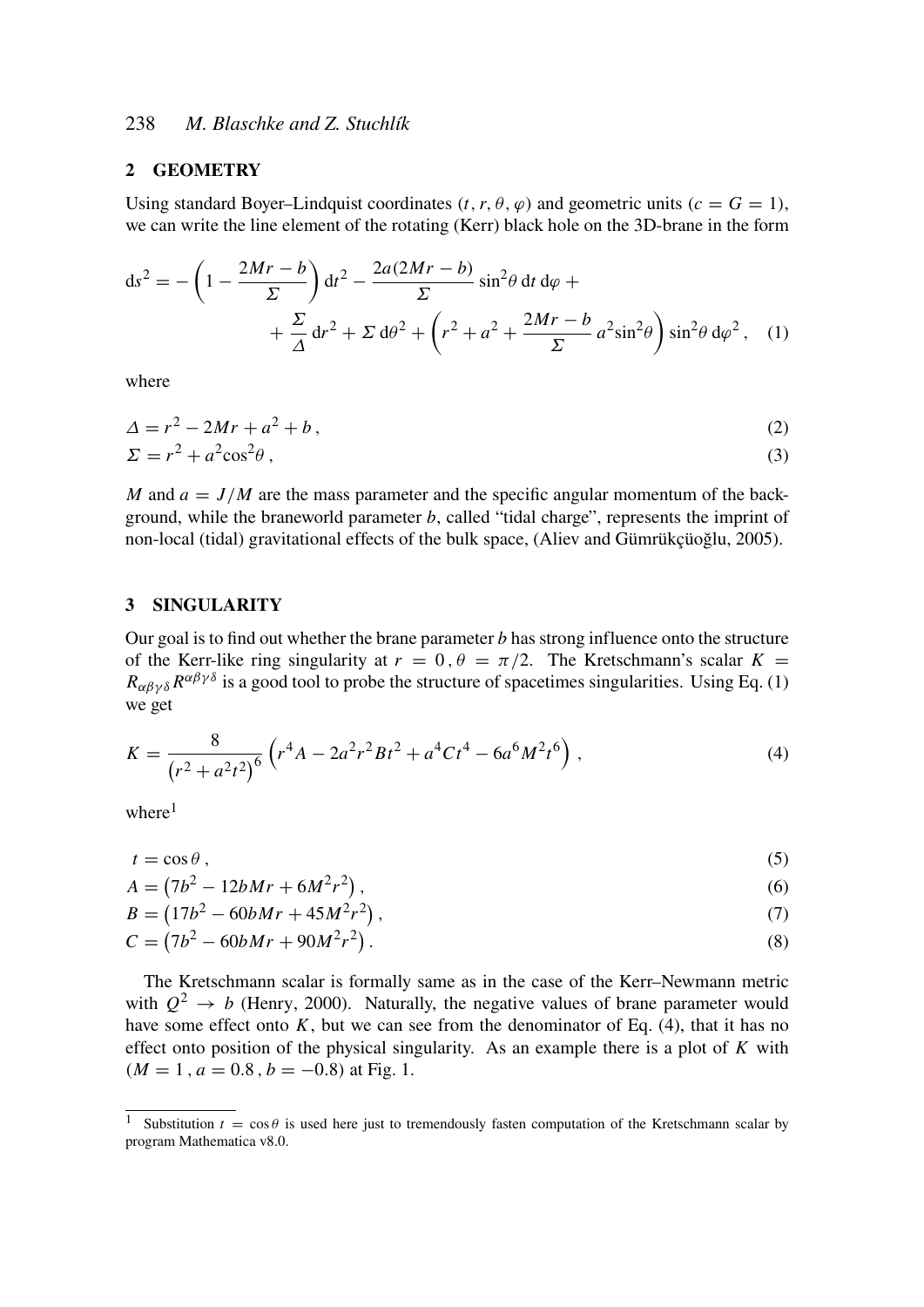## 2 GEOMETRY

Using standard Boyer–Lindquist coordinates $(t, r, \theta, \varphi)$ and geometric units $(c = G = 1)$, we can write the line element of the rotating (Kerr) black hole on the 3D-brane in the form

$$
\mathrm{d}s^2 = -\left(1 - \frac{2Mr - b}{\Sigma}\right)\mathrm{d}t^2 - \frac{2a(2Mr - b)}{\Sigma}\sin^2\theta\,\mathrm{d}t\,\mathrm{d}\varphi + \\
+ \frac{\Sigma}{\Delta}\,\mathrm{d}r^2 + \Sigma\,\mathrm{d}\theta^2 + \left(r^2 + a^2 + \frac{2Mr - b}{\Sigma}\,a^2\sin^2\theta\right)\sin^2\theta\,\mathrm{d}\varphi^2\,, \quad (1)
$$

where

$$
\Delta = r^2 - 2Mr + a^2 + b\,, \quad (2)
$$

$$
\Sigma = r^2 + a^2\cos^2\theta\,, \quad (3)
$$

$M$ and $a = J/M$ are the mass parameter and the specific angular momentum of the background, while the braneworld parameter $b$, called "tidal charge", represents the imprint of non-local (tidal) gravitational effects of the bulk space, (Aliev and Gümrükçüoğlu, 2005).

## 3 SINGULARITY

Our goal is to find out whether the brane parameter $b$ has strong influence onto the structure of the Kerr-like ring singularity at $r = 0\,, \theta = \pi/2$. The Kretschmann's scalar $K = R_{\alpha\beta\gamma\delta}R^{\alpha\beta\gamma\delta}$ is a good tool to probe the structure of spacetimes singularities. Using Eq. (1) we get

$$
K = \frac{8}{\left(r^2 + a^2t^2\right)^6}\left(r^4A - 2a^2r^2Bt^2 + a^4Ct^4 - 6a^6M^2t^6\right)\,, \quad (4)
$$

where[1]

$$
t = \cos\theta\,, \quad (5)
$$

$$
A = \left(7b^2 - 12bMr + 6M^2r^2\right)\,, \quad (6)
$$

$$
B = \left(17b^2 - 60bMr + 45M^2r^2\right)\,, \quad (7)
$$

$$
C = \left(7b^2 - 60bMr + 90M^2r^2\right)\,. \quad (8)
$$

The Kretschmann scalar is formally same as in the case of the Kerr–Newmann metric with $Q^2 \to b$ (Henry, 2000). Naturally, the negative values of brane parameter would have some effect onto $K$, but we can see from the denominator of Eq. (4), that it has no effect onto position of the physical singularity. As an example there is a plot of $K$ with $(M = 1\,, a = 0.8\,, b = -0.8)$ at Fig. 1.

---

[1] Substitution $t = \cos\theta$ is used here just to tremendously fasten computation of the Kretschmann scalar by program Mathematica v8.0.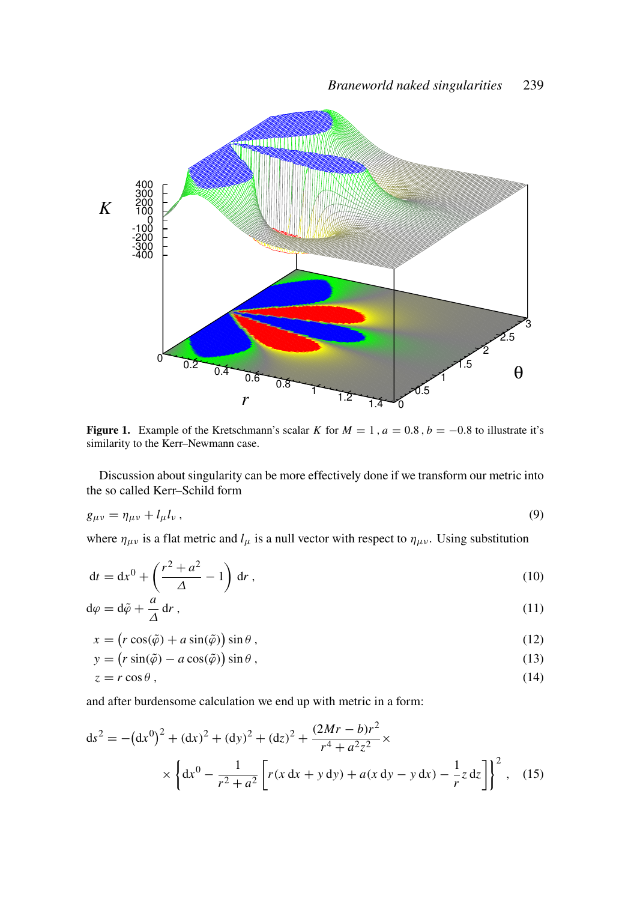**Figure 1.** Example of the Kretschmann's scalar $K$ for $M = 1$, $a = 0.8$, $b = -0.8$ to illustrate it's similarity to the Kerr–Newmann case.

Discussion about singularity can be more effectively done if we transform our metric into the so called Kerr–Schild form

$$g_{\mu\nu} = \eta_{\mu\nu} + l_\mu l_\nu \,, \tag{9}$$

where $\eta_{\mu\nu}$ is a flat metric and $l_\mu$ is a null vector with respect to $\eta_{\mu\nu}$. Using substitution

$$\mathrm{d}t = \mathrm{d}x^0 + \left(\frac{r^2 + a^2}{\Delta} - 1\right) \mathrm{d}r \,, \tag{10}$$

$$\mathrm{d}\varphi = \mathrm{d}\tilde{\varphi} + \frac{a}{\Delta}\,\mathrm{d}r \,, \tag{11}$$

$$x = \big(r\cos(\tilde{\varphi}) + a\sin(\tilde{\varphi})\big)\sin\theta \,, \tag{12}$$

$$y = \big(r\sin(\tilde{\varphi}) - a\cos(\tilde{\varphi})\big)\sin\theta \,, \tag{13}$$

$$z = r\cos\theta \,, \tag{14}$$

and after burdensome calculation we end up with metric in a form:

$$\mathrm{d}s^2 = -\big(\mathrm{d}x^0\big)^2 + (\mathrm{d}x)^2 + (\mathrm{d}y)^2 + (\mathrm{d}z)^2 + \frac{(2Mr - b)r^2}{r^4 + a^2 z^2} \times$$
$$\times \left\{\mathrm{d}x^0 - \frac{1}{r^2 + a^2}\left[r(x\,\mathrm{d}x + y\,\mathrm{d}y) + a(x\,\mathrm{d}y - y\,\mathrm{d}x) - \frac{1}{r}z\,\mathrm{d}z\right]\right\}^2 \,, \tag{15}$$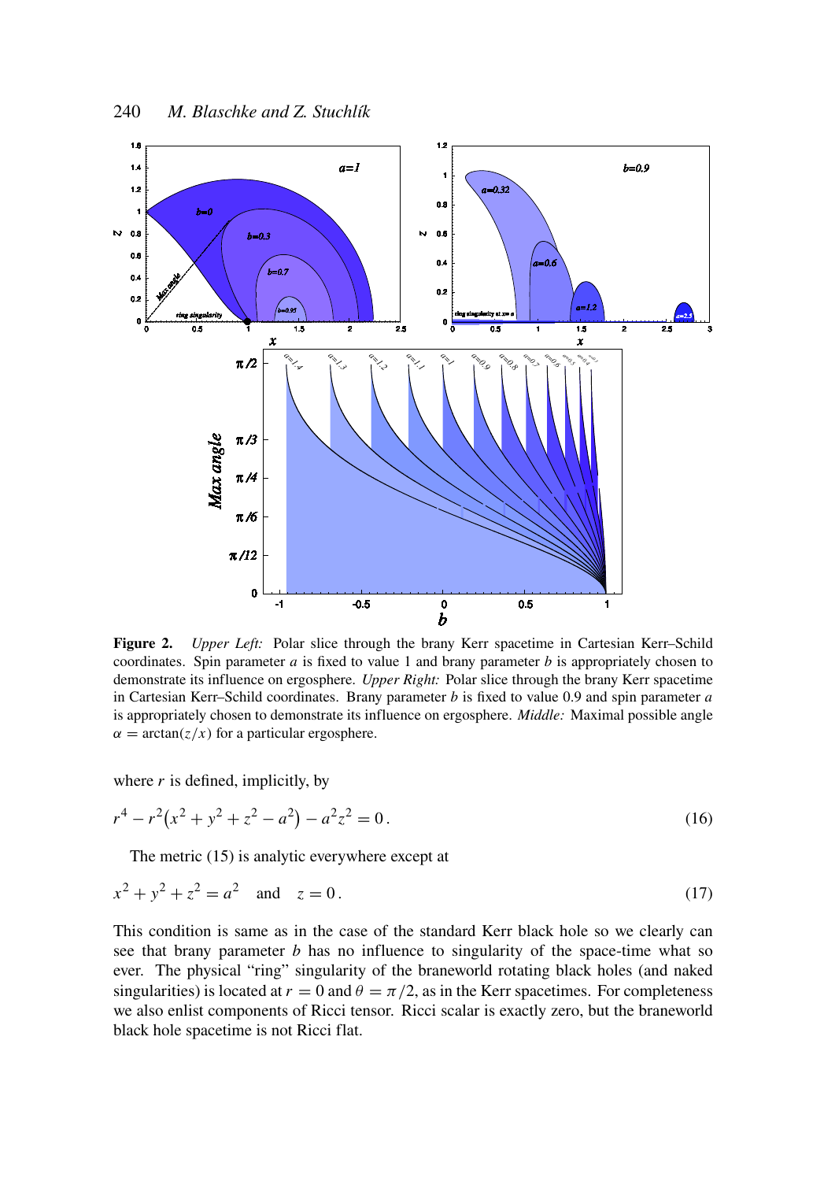**Figure 2.** *Upper Left:* Polar slice through the brany Kerr spacetime in Cartesian Kerr–Schild coordinates. Spin parameter $a$ is fixed to value 1 and brany parameter $b$ is appropriately chosen to demonstrate its influence on ergosphere. *Upper Right:* Polar slice through the brany Kerr spacetime in Cartesian Kerr–Schild coordinates. Brany parameter $b$ is fixed to value 0.9 and spin parameter $a$ is appropriately chosen to demonstrate its influence on ergosphere. *Middle:* Maximal possible angle $\alpha = \arctan(z/x)$ for a particular ergosphere.

where $r$ is defined, implicitly, by

$$r^4 - r^2\left(x^2 + y^2 + z^2 - a^2\right) - a^2 z^2 = 0\,. \tag{16}$$

The metric (15) is analytic everywhere except at

$$x^2 + y^2 + z^2 = a^2 \quad \text{and} \quad z = 0\,. \tag{17}$$

This condition is same as in the case of the standard Kerr black hole so we clearly can see that brany parameter $b$ has no influence to singularity of the space-time what so ever. The physical "ring" singularity of the braneworld rotating black holes (and naked singularities) is located at $r = 0$ and $\theta = \pi/2$, as in the Kerr spacetimes. For completeness we also enlist components of Ricci tensor. Ricci scalar is exactly zero, but the braneworld black hole spacetime is not Ricci flat.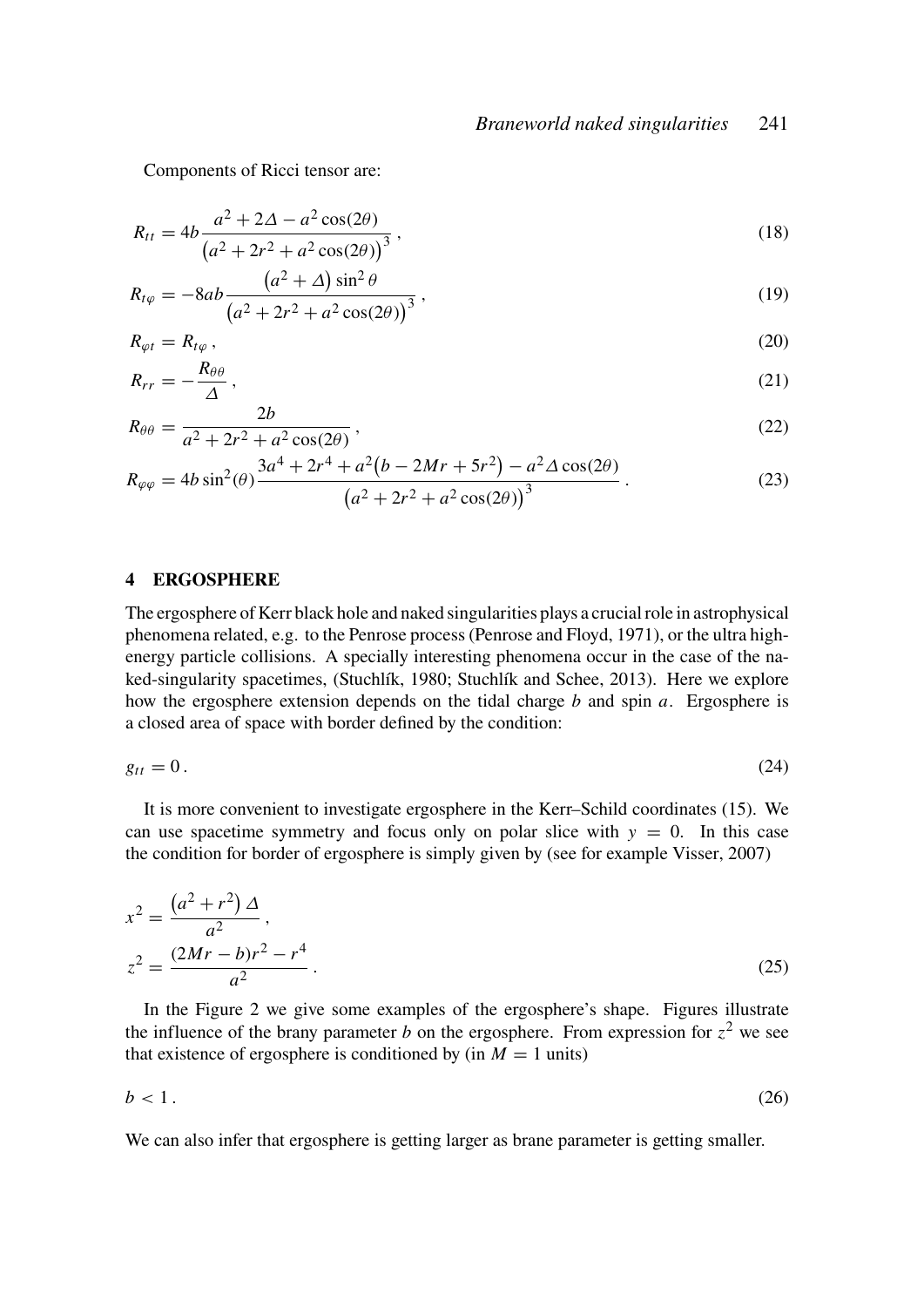Components of Ricci tensor are:

$$R_{tt} = 4b \frac{a^2 + 2\Delta - a^2 \cos(2\theta)}{\left(a^2 + 2r^2 + a^2 \cos(2\theta)\right)^3}, \tag{18}$$

$$R_{t\varphi} = -8ab \frac{\left(a^2 + \Delta\right) \sin^2 \theta}{\left(a^2 + 2r^2 + a^2 \cos(2\theta)\right)^3}, \tag{19}$$

$$R_{\varphi t} = R_{t\varphi}, \tag{20}$$

$$R_{rr} = -\frac{R_{\theta\theta}}{\Delta}, \tag{21}$$

$$R_{\theta\theta} = \frac{2b}{a^2 + 2r^2 + a^2 \cos(2\theta)}, \tag{22}$$

$$R_{\varphi\varphi} = 4b \sin^2(\theta) \frac{3a^4 + 2r^4 + a^2\left(b - 2Mr + 5r^2\right) - a^2 \Delta \cos(2\theta)}{\left(a^2 + 2r^2 + a^2 \cos(2\theta)\right)^3}. \tag{23}$$

## 4 ERGOSPHERE

The ergosphere of Kerr black hole and naked singularities plays a crucial role in astrophysical phenomena related, e.g. to the Penrose process (Penrose and Floyd, 1971), or the ultra high-energy particle collisions. A specially interesting phenomena occur in the case of the naked-singularity spacetimes, (Stuchlík, 1980; Stuchlík and Schee, 2013). Here we explore how the ergosphere extension depends on the tidal charge $b$ and spin $a$. Ergosphere is a closed area of space with border defined by the condition:

$$g_{tt} = 0. \tag{24}$$

It is more convenient to investigate ergosphere in the Kerr–Schild coordinates (15). We can use spacetime symmetry and focus only on polar slice with $y = 0$. In this case the condition for border of ergosphere is simply given by (see for example Visser, 2007)

$$x^2 = \frac{\left(a^2 + r^2\right) \Delta}{a^2},$$
$$z^2 = \frac{(2Mr - b)r^2 - r^4}{a^2}. \tag{25}$$

In the Figure 2 we give some examples of the ergosphere's shape. Figures illustrate the influence of the brany parameter $b$ on the ergosphere. From expression for $z^2$ we see that existence of ergosphere is conditioned by (in $M = 1$ units)

$$b < 1. \tag{26}$$

We can also infer that ergosphere is getting larger as brane parameter is getting smaller.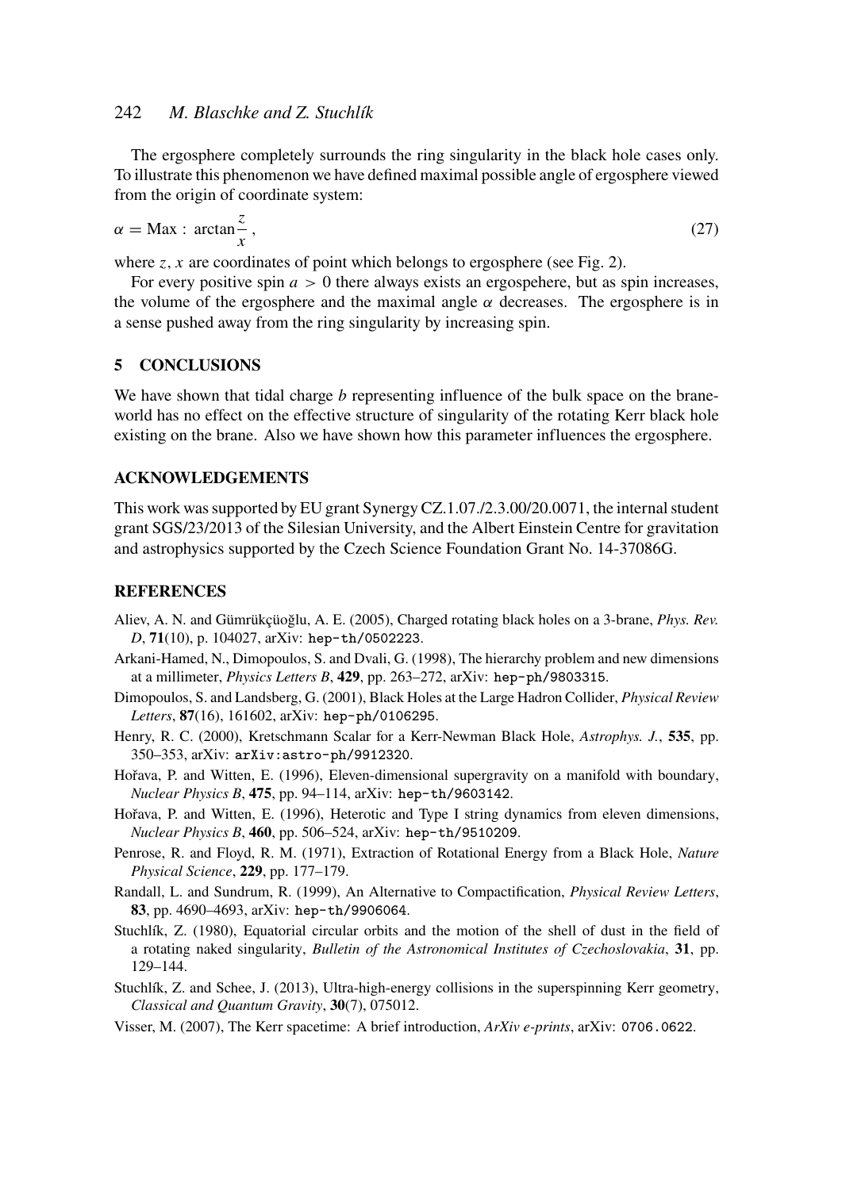The ergosphere completely surrounds the ring singularity in the black hole cases only. To illustrate this phenomenon we have defined maximal possible angle of ergosphere viewed from the origin of coordinate system:

$$\alpha = \mathrm{Max} : \arctan\frac{z}{x}, \tag{27}$$

where $z$, $x$ are coordinates of point which belongs to ergosphere (see Fig. 2).

For every positive spin $a > 0$ there always exists an ergospehere, but as spin increases, the volume of the ergosphere and the maximal angle $\alpha$ decreases. The ergosphere is in a sense pushed away from the ring singularity by increasing spin.

## 5 CONCLUSIONS

We have shown that tidal charge $b$ representing influence of the bulk space on the brane-world has no effect on the effective structure of singularity of the rotating Kerr black hole existing on the brane. Also we have shown how this parameter influences the ergosphere.

## ACKNOWLEDGEMENTS

This work was supported by EU grant Synergy CZ.1.07./2.3.00/20.0071, the internal student grant SGS/23/2013 of the Silesian University, and the Albert Einstein Centre for gravitation and astrophysics supported by the Czech Science Foundation Grant No. 14-37086G.

## REFERENCES

Aliev, A. N. and Gümrükçüoğlu, A. E. (2005), Charged rotating black holes on a 3-brane, *Phys. Rev. D*, **71**(10), p. 104027, arXiv: hep-th/0502223.

Arkani-Hamed, N., Dimopoulos, S. and Dvali, G. (1998), The hierarchy problem and new dimensions at a millimeter, *Physics Letters B*, **429**, pp. 263–272, arXiv: hep-ph/9803315.

Dimopoulos, S. and Landsberg, G. (2001), Black Holes at the Large Hadron Collider, *Physical Review Letters*, **87**(16), 161602, arXiv: hep-ph/0106295.

Henry, R. C. (2000), Kretschmann Scalar for a Kerr-Newman Black Hole, *Astrophys. J.*, **535**, pp. 350–353, arXiv: arXiv:astro-ph/9912320.

Hořava, P. and Witten, E. (1996), Eleven-dimensional supergravity on a manifold with boundary, *Nuclear Physics B*, **475**, pp. 94–114, arXiv: hep-th/9603142.

Hořava, P. and Witten, E. (1996), Heterotic and Type I string dynamics from eleven dimensions, *Nuclear Physics B*, **460**, pp. 506–524, arXiv: hep-th/9510209.

Penrose, R. and Floyd, R. M. (1971), Extraction of Rotational Energy from a Black Hole, *Nature Physical Science*, **229**, pp. 177–179.

Randall, L. and Sundrum, R. (1999), An Alternative to Compactification, *Physical Review Letters*, **83**, pp. 4690–4693, arXiv: hep-th/9906064.

Stuchlík, Z. (1980), Equatorial circular orbits and the motion of the shell of dust in the field of a rotating naked singularity, *Bulletin of the Astronomical Institutes of Czechoslovakia*, **31**, pp. 129–144.

Stuchlík, Z. and Schee, J. (2013), Ultra-high-energy collisions in the superspinning Kerr geometry, *Classical and Quantum Gravity*, **30**(7), 075012.

Visser, M. (2007), The Kerr spacetime: A brief introduction, *ArXiv e-prints*, arXiv: 0706.0622.